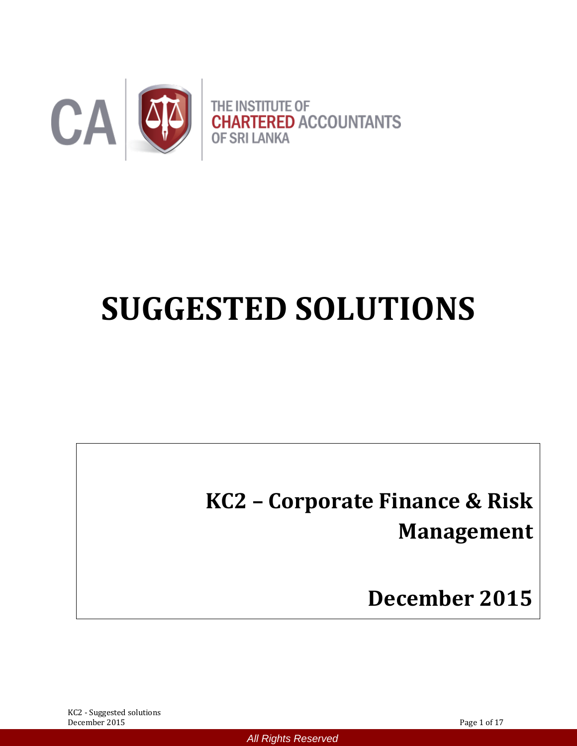CA | THE INSTITUTE OF CHARTERED ACCOUNTANTS OF SRI LANKA

# SUGGESTED SOLUTIONS

## KC2 – Corporate Finance & Risk Management

## December 2015

All Rights Reserved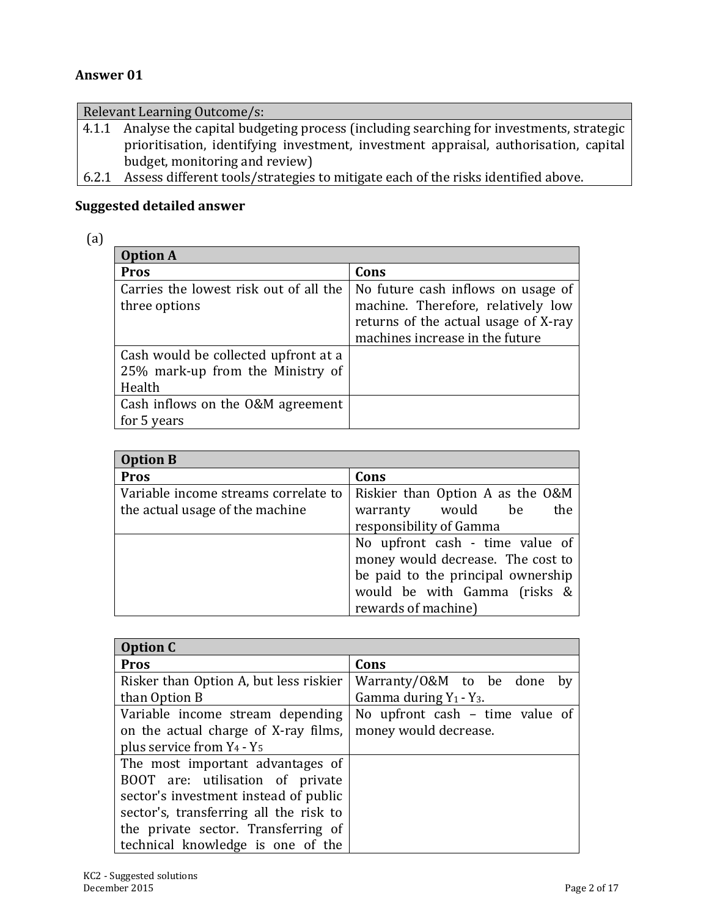## Answer 01

| Relevant Learning Outcome/s: | |
|---|---|
| 4.1.1 | Analyse the capital budgeting process (including searching for investments, strategic prioritisation, identifying investment, investment appraisal, authorisation, capital budget, monitoring and review) |
| 6.2.1 | Assess different tools/strategies to mitigate each of the risks identified above. |

### Suggested detailed answer

(a)

| Option A | |
|---|---|
| **Pros** | **Cons** |
| Carries the lowest risk out of all the three options | No future cash inflows on usage of machine. Therefore, relatively low returns of the actual usage of X-ray machines increase in the future |
| Cash would be collected upfront at a 25% mark-up from the Ministry of Health | |
| Cash inflows on the O&M agreement for 5 years | |

| Option B | |
|---|---|
| **Pros** | **Cons** |
| Variable income streams correlate to the actual usage of the machine | Riskier than Option A as the O&M warranty would be the responsibility of Gamma |
| | No upfront cash - time value of money would decrease. The cost to be paid to the principal ownership would be with Gamma (risks & rewards of machine) |

| Option C | |
|---|---|
| **Pros** | **Cons** |
| Risker than Option A, but less riskier than Option B | Warranty/O&M to be done by Gamma during $Y_1$ - $Y_3$. |
| Variable income stream depending on the actual charge of X-ray films, plus service from $Y_4$ - $Y_5$ | No upfront cash – time value of money would decrease. |
| The most important advantages of BOOT are: utilisation of private sector's investment instead of public sector's, transferring all the risk to the private sector. Transferring of technical knowledge is one of the | |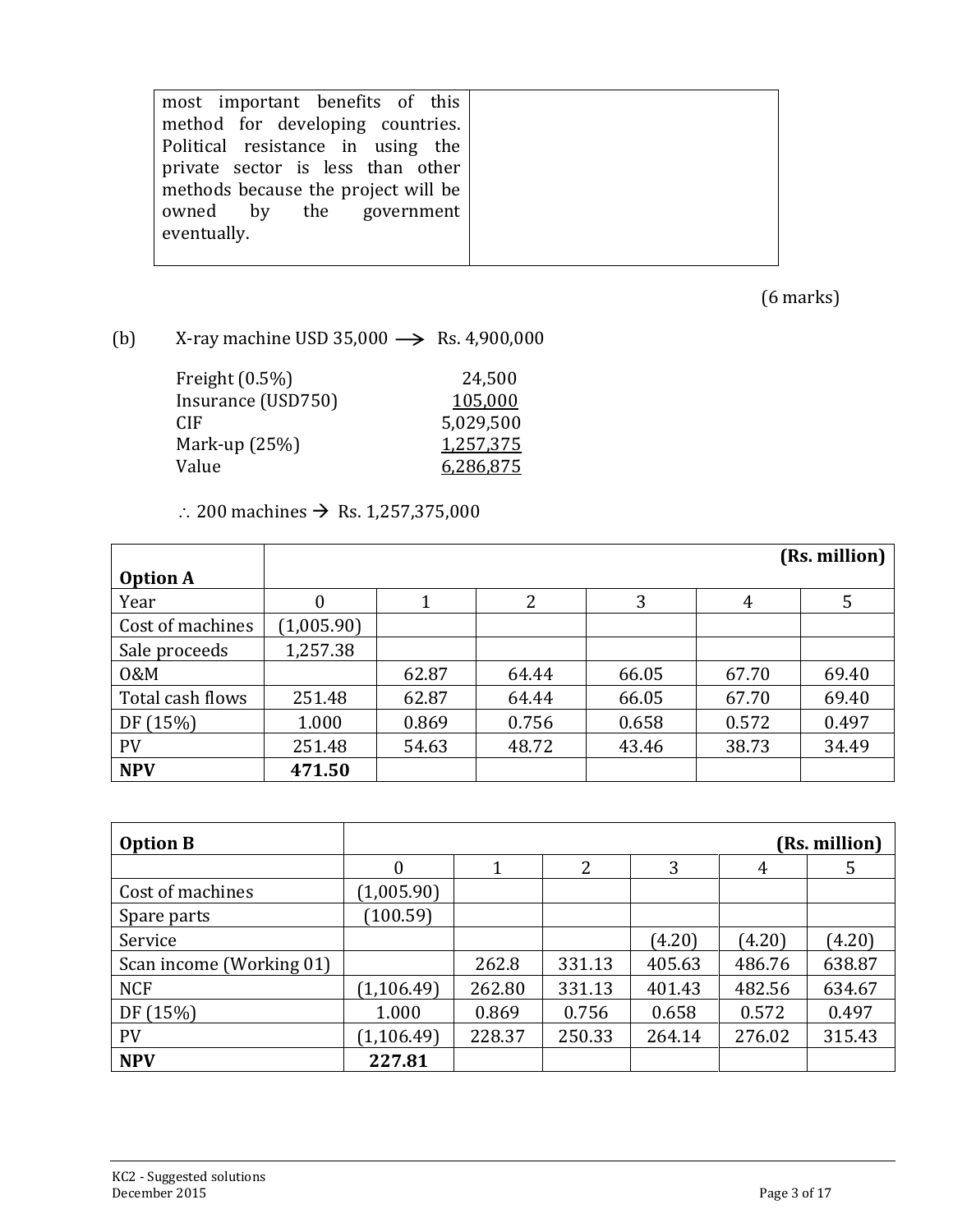| most important benefits of this method for developing countries. Political resistance in using the private sector is less than other methods because the project will be owned by the government eventually. | |
|---|---|

(6 marks)

(b) X-ray machine USD 35,000 $\longrightarrow$ Rs. 4,900,000

| | |
|---|---|
| Freight (0.5%) | 24,500 |
| Insurance (USD750) | 105,000 |
| CIF | 5,029,500 |
| Mark-up (25%) | 1,257,375 |
| Value | 6,286,875 |

$\therefore$ 200 machines → Rs. 1,257,375,000

| Option A | | | | | | (Rs. million) |
|---|---|---|---|---|---|---|
| Year | 0 | 1 | 2 | 3 | 4 | 5 |
| Cost of machines | (1,005.90) | | | | | |
| Sale proceeds | 1,257.38 | | | | | |
| O&M | | 62.87 | 64.44 | 66.05 | 67.70 | 69.40 |
| Total cash flows | 251.48 | 62.87 | 64.44 | 66.05 | 67.70 | 69.40 |
| DF (15%) | 1.000 | 0.869 | 0.756 | 0.658 | 0.572 | 0.497 |
| PV | 251.48 | 54.63 | 48.72 | 43.46 | 38.73 | 34.49 |
| **NPV** | **471.50** | | | | | |

| Option B | | | | | | (Rs. million) |
|---|---|---|---|---|---|---|
| | 0 | 1 | 2 | 3 | 4 | 5 |
| Cost of machines | (1,005.90) | | | | | |
| Spare parts | (100.59) | | | | | |
| Service | | | | (4.20) | (4.20) | (4.20) |
| Scan income (Working 01) | | 262.8 | 331.13 | 405.63 | 486.76 | 638.87 |
| NCF | (1,106.49) | 262.80 | 331.13 | 401.43 | 482.56 | 634.67 |
| DF (15%) | 1.000 | 0.869 | 0.756 | 0.658 | 0.572 | 0.497 |
| PV | (1,106.49) | 228.37 | 250.33 | 264.14 | 276.02 | 315.43 |
| **NPV** | **227.81** | | | | | |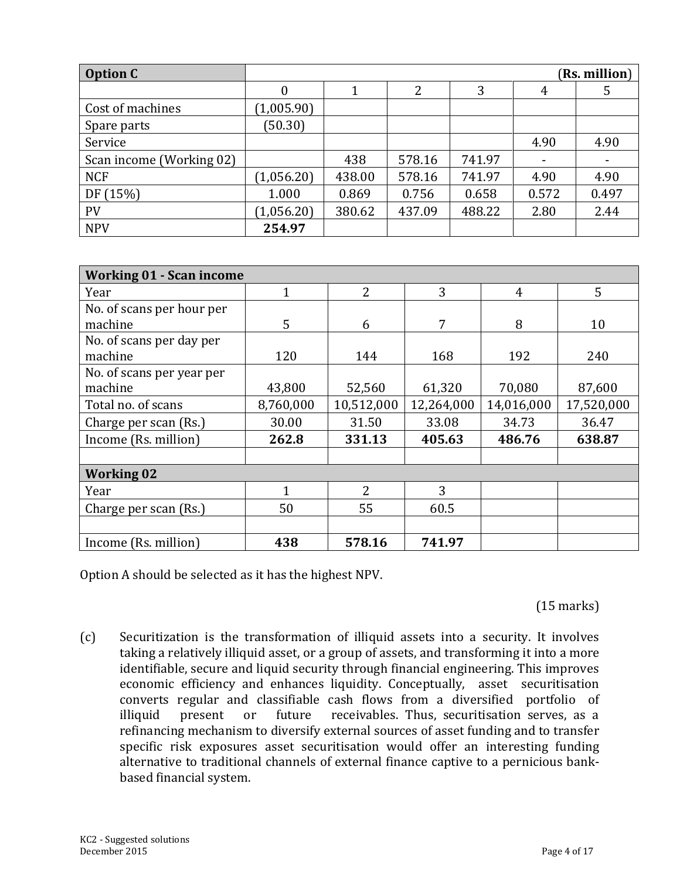| Option C | | | | | | (Rs. million) |
|---|---|---|---|---|---|---|
| | 0 | 1 | 2 | 3 | 4 | 5 |
| Cost of machines | (1,005.90) | | | | | |
| Spare parts | (50.30) | | | | | |
| Service | | | | | 4.90 | 4.90 |
| Scan income (Working 02) | | 438 | 578.16 | 741.97 | - | - |
| NCF | (1,056.20) | 438.00 | 578.16 | 741.97 | 4.90 | 4.90 |
| DF (15%) | 1.000 | 0.869 | 0.756 | 0.658 | 0.572 | 0.497 |
| PV | (1,056.20) | 380.62 | 437.09 | 488.22 | 2.80 | 2.44 |
| NPV | **254.97** | | | | | |

| **Working 01 - Scan income** | | | | | |
|---|---|---|---|---|---|
| Year | 1 | 2 | 3 | 4 | 5 |
| No. of scans per hour per machine | 5 | 6 | 7 | 8 | 10 |
| No. of scans per day per machine | 120 | 144 | 168 | 192 | 240 |
| No. of scans per year per machine | 43,800 | 52,560 | 61,320 | 70,080 | 87,600 |
| Total no. of scans | 8,760,000 | 10,512,000 | 12,264,000 | 14,016,000 | 17,520,000 |
| Charge per scan (Rs.) | 30.00 | 31.50 | 33.08 | 34.73 | 36.47 |
| Income (Rs. million) | **262.8** | **331.13** | **405.63** | **486.76** | **638.87** |
| | | | | | |
| **Working 02** | | | | | |
| Year | 1 | 2 | 3 | | |
| Charge per scan (Rs.) | 50 | 55 | 60.5 | | |
| | | | | | |
| Income (Rs. million) | **438** | **578.16** | **741.97** | | |

Option A should be selected as it has the highest NPV.

(15 marks)

(c) Securitization is the transformation of illiquid assets into a security. It involves taking a relatively illiquid asset, or a group of assets, and transforming it into a more identifiable, secure and liquid security through financial engineering. This improves economic efficiency and enhances liquidity. Conceptually, asset securitisation converts regular and classifiable cash flows from a diversified portfolio of illiquid present or future receivables. Thus, securitisation serves, as a refinancing mechanism to diversify external sources of asset funding and to transfer specific risk exposures asset securitisation would offer an interesting funding alternative to traditional channels of external finance captive to a pernicious bank-based financial system.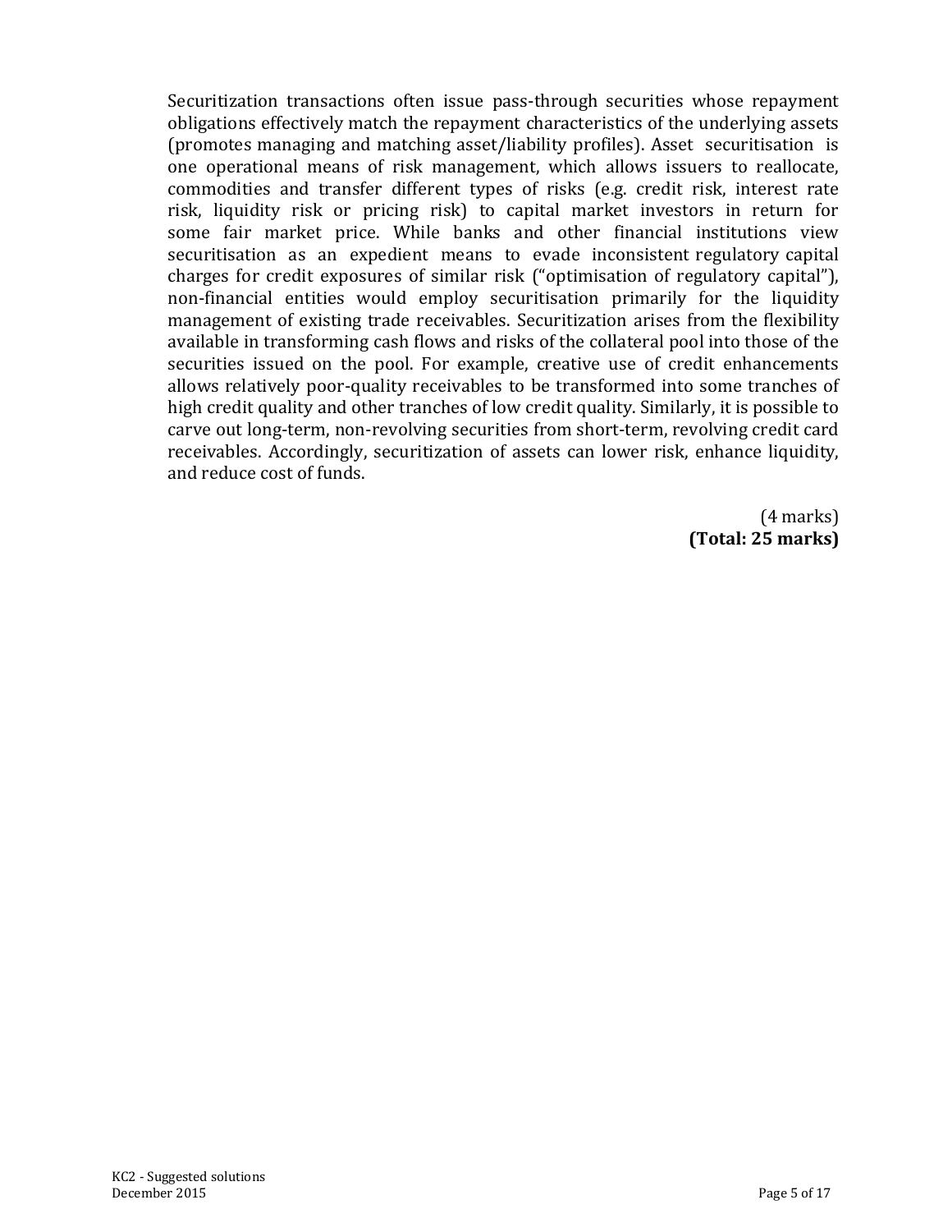Securitization transactions often issue pass-through securities whose repayment obligations effectively match the repayment characteristics of the underlying assets (promotes managing and matching asset/liability profiles). Asset securitisation is one operational means of risk management, which allows issuers to reallocate, commodities and transfer different types of risks (e.g. credit risk, interest rate risk, liquidity risk or pricing risk) to capital market investors in return for some fair market price. While banks and other financial institutions view securitisation as an expedient means to evade inconsistent regulatory capital charges for credit exposures of similar risk ("optimisation of regulatory capital"), non-financial entities would employ securitisation primarily for the liquidity management of existing trade receivables. Securitization arises from the flexibility available in transforming cash flows and risks of the collateral pool into those of the securities issued on the pool. For example, creative use of credit enhancements allows relatively poor-quality receivables to be transformed into some tranches of high credit quality and other tranches of low credit quality. Similarly, it is possible to carve out long-term, non-revolving securities from short-term, revolving credit card receivables. Accordingly, securitization of assets can lower risk, enhance liquidity, and reduce cost of funds.

(4 marks)
**(Total: 25 marks)**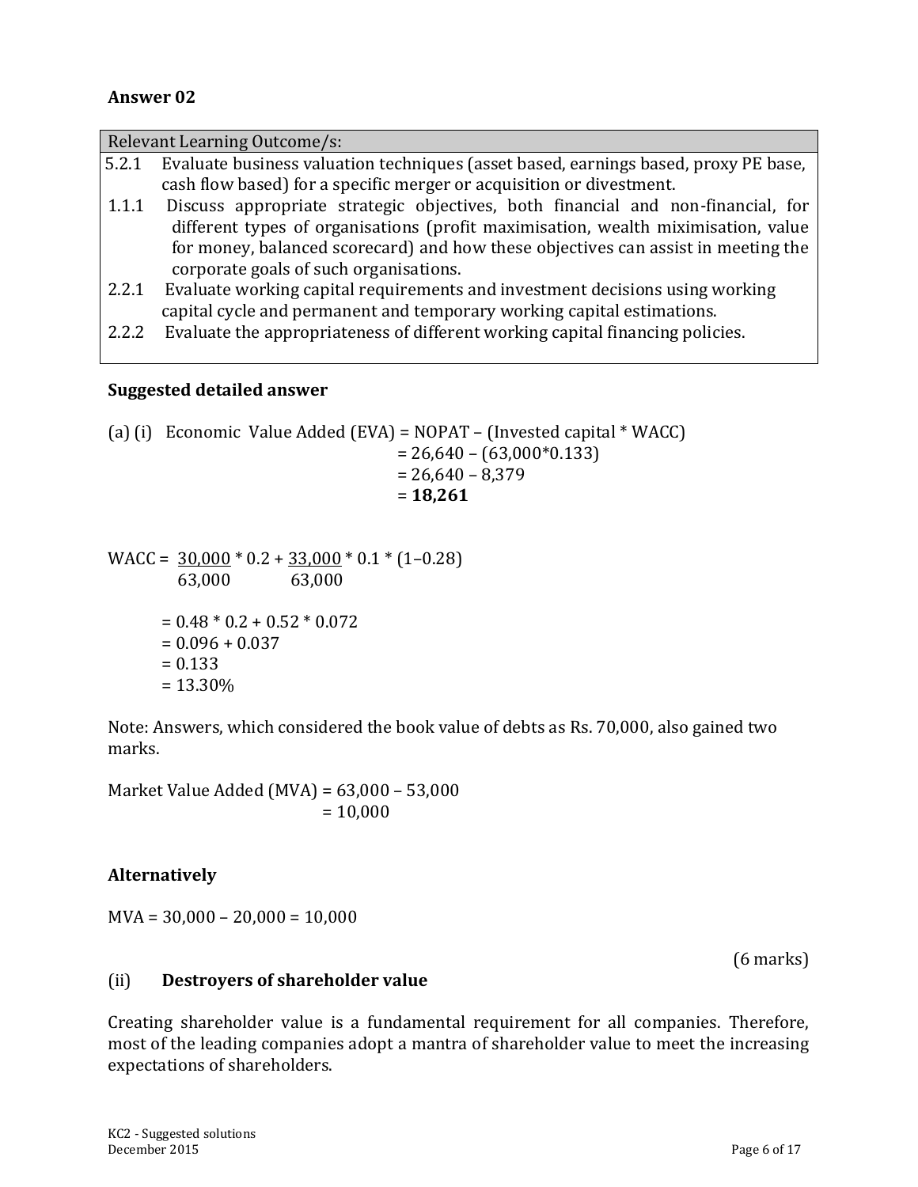## Answer 02

| Relevant Learning Outcome/s: |
|---|
| 5.2.1 Evaluate business valuation techniques (asset based, earnings based, proxy PE base, cash flow based) for a specific merger or acquisition or divestment. |
| 1.1.1 Discuss appropriate strategic objectives, both financial and non-financial, for different types of organisations (profit maximisation, wealth miximisation, value for money, balanced scorecard) and how these objectives can assist in meeting the corporate goals of such organisations. |
| 2.2.1 Evaluate working capital requirements and investment decisions using working capital cycle and permanent and temporary working capital estimations. |
| 2.2.2 Evaluate the appropriateness of different working capital financing policies. |

**Suggested detailed answer**

(a) (i) Economic Value Added (EVA) = NOPAT – (Invested capital * WACC)

= 26,640 – (63,000*0.133)

= 26,640 – 8,379

= **18,261**

$$WACC = \frac{30,000}{63,000} * 0.2 + \frac{33,000}{63,000} * 0.1 * (1–0.28)$$

= 0.48 * 0.2 + 0.52 * 0.072

= 0.096 + 0.037

= 0.133

= 13.30%

Note: Answers, which considered the book value of debts as Rs. 70,000, also gained two marks.

Market Value Added (MVA) = 63,000 – 53,000

= 10,000

**Alternatively**

MVA = 30,000 – 20,000 = 10,000

(6 marks)

(ii) **Destroyers of shareholder value**

Creating shareholder value is a fundamental requirement for all companies. Therefore, most of the leading companies adopt a mantra of shareholder value to meet the increasing expectations of shareholders.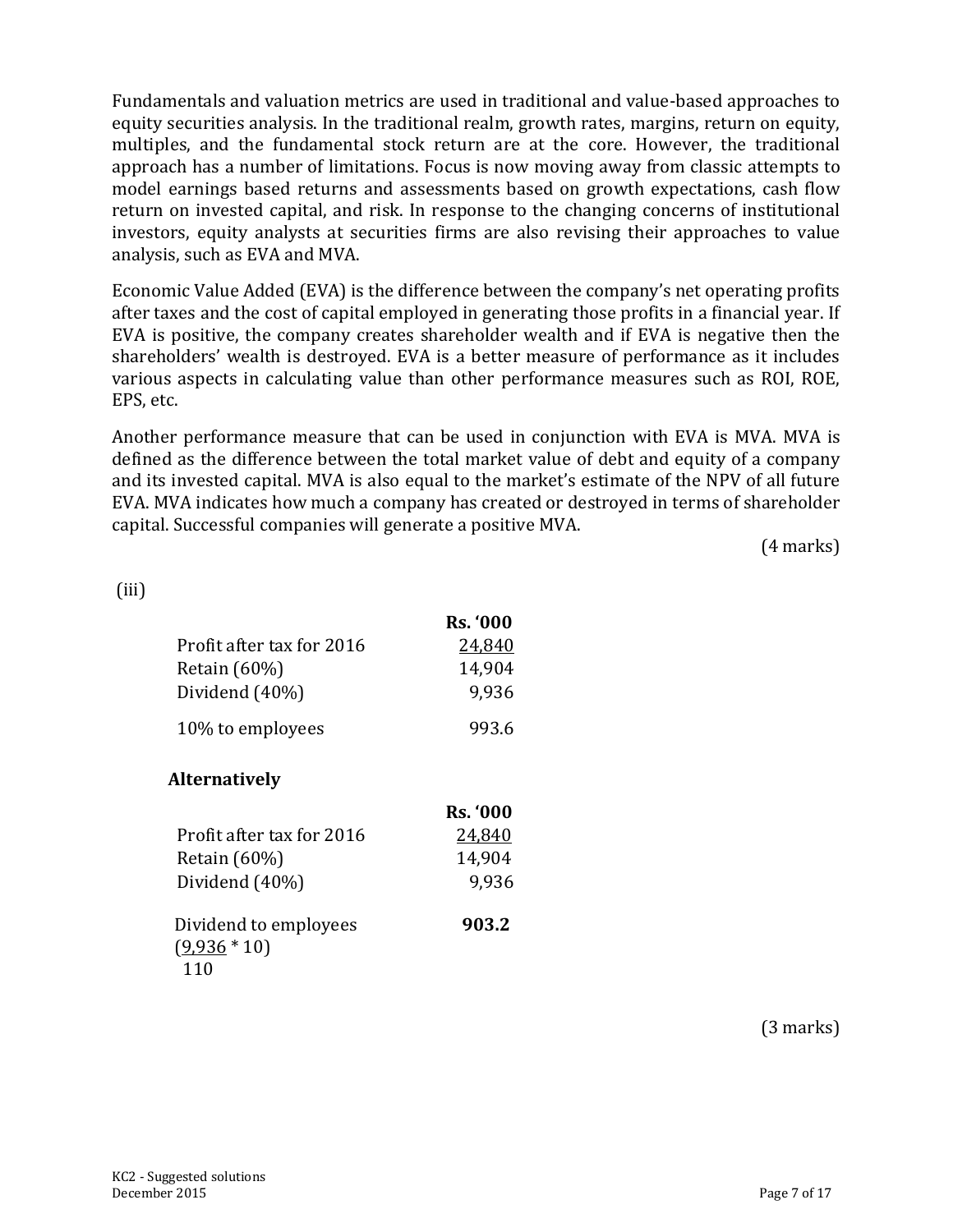Fundamentals and valuation metrics are used in traditional and value-based approaches to equity securities analysis. In the traditional realm, growth rates, margins, return on equity, multiples, and the fundamental stock return are at the core. However, the traditional approach has a number of limitations. Focus is now moving away from classic attempts to model earnings based returns and assessments based on growth expectations, cash flow return on invested capital, and risk. In response to the changing concerns of institutional investors, equity analysts at securities firms are also revising their approaches to value analysis, such as EVA and MVA.

Economic Value Added (EVA) is the difference between the company's net operating profits after taxes and the cost of capital employed in generating those profits in a financial year. If EVA is positive, the company creates shareholder wealth and if EVA is negative then the shareholders' wealth is destroyed. EVA is a better measure of performance as it includes various aspects in calculating value than other performance measures such as ROI, ROE, EPS, etc.

Another performance measure that can be used in conjunction with EVA is MVA. MVA is defined as the difference between the total market value of debt and equity of a company and its invested capital. MVA is also equal to the market's estimate of the NPV of all future EVA. MVA indicates how much a company has created or destroyed in terms of shareholder capital. Successful companies will generate a positive MVA.

(4 marks)

(iii)

| | **Rs. '000** |
|---|---|
| Profit after tax for 2016 | <u>24,840</u> |
| Retain (60%) | 14,904 |
| Dividend (40%) | 9,936 |
| 10% to employees | 993.6 |

**Alternatively**

| | **Rs. '000** |
|---|---|
| Profit after tax for 2016 | <u>24,840</u> |
| Retain (60%) | 14,904 |
| Dividend (40%) | 9,936 |
| Dividend to employees $\left(\frac{9,936 * 10}{110}\right)$ | **903.2** |

(3 marks)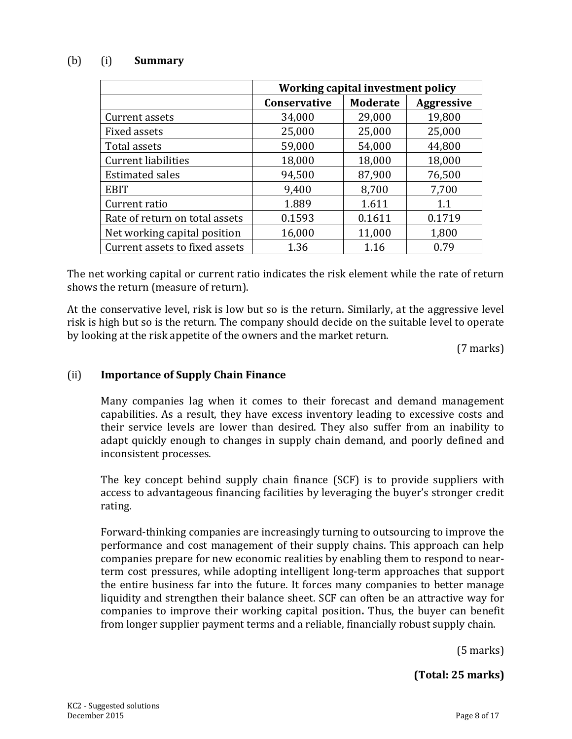(b) (i) **Summary**

| | Working capital investment policy | | |
|---|---|---|---|
| | **Conservative** | **Moderate** | **Aggressive** |
| Current assets | 34,000 | 29,000 | 19,800 |
| Fixed assets | 25,000 | 25,000 | 25,000 |
| Total assets | 59,000 | 54,000 | 44,800 |
| Current liabilities | 18,000 | 18,000 | 18,000 |
| Estimated sales | 94,500 | 87,900 | 76,500 |
| EBIT | 9,400 | 8,700 | 7,700 |
| Current ratio | 1.889 | 1.611 | 1.1 |
| Rate of return on total assets | 0.1593 | 0.1611 | 0.1719 |
| Net working capital position | 16,000 | 11,000 | 1,800 |
| Current assets to fixed assets | 1.36 | 1.16 | 0.79 |

The net working capital or current ratio indicates the risk element while the rate of return shows the return (measure of return).

At the conservative level, risk is low but so is the return. Similarly, at the aggressive level risk is high but so is the return. The company should decide on the suitable level to operate by looking at the risk appetite of the owners and the market return.

(7 marks)

(ii) **Importance of Supply Chain Finance**

Many companies lag when it comes to their forecast and demand management capabilities. As a result, they have excess inventory leading to excessive costs and their service levels are lower than desired. They also suffer from an inability to adapt quickly enough to changes in supply chain demand, and poorly defined and inconsistent processes.

The key concept behind supply chain finance (SCF) is to provide suppliers with access to advantageous financing facilities by leveraging the buyer's stronger credit rating.

Forward-thinking companies are increasingly turning to outsourcing to improve the performance and cost management of their supply chains. This approach can help companies prepare for new economic realities by enabling them to respond to near-term cost pressures, while adopting intelligent long-term approaches that support the entire business far into the future. It forces many companies to better manage liquidity and strengthen their balance sheet. SCF can often be an attractive way for companies to improve their working capital position**.** Thus, the buyer can benefit from longer supplier payment terms and a reliable, financially robust supply chain.

(5 marks)

**(Total: 25 marks)**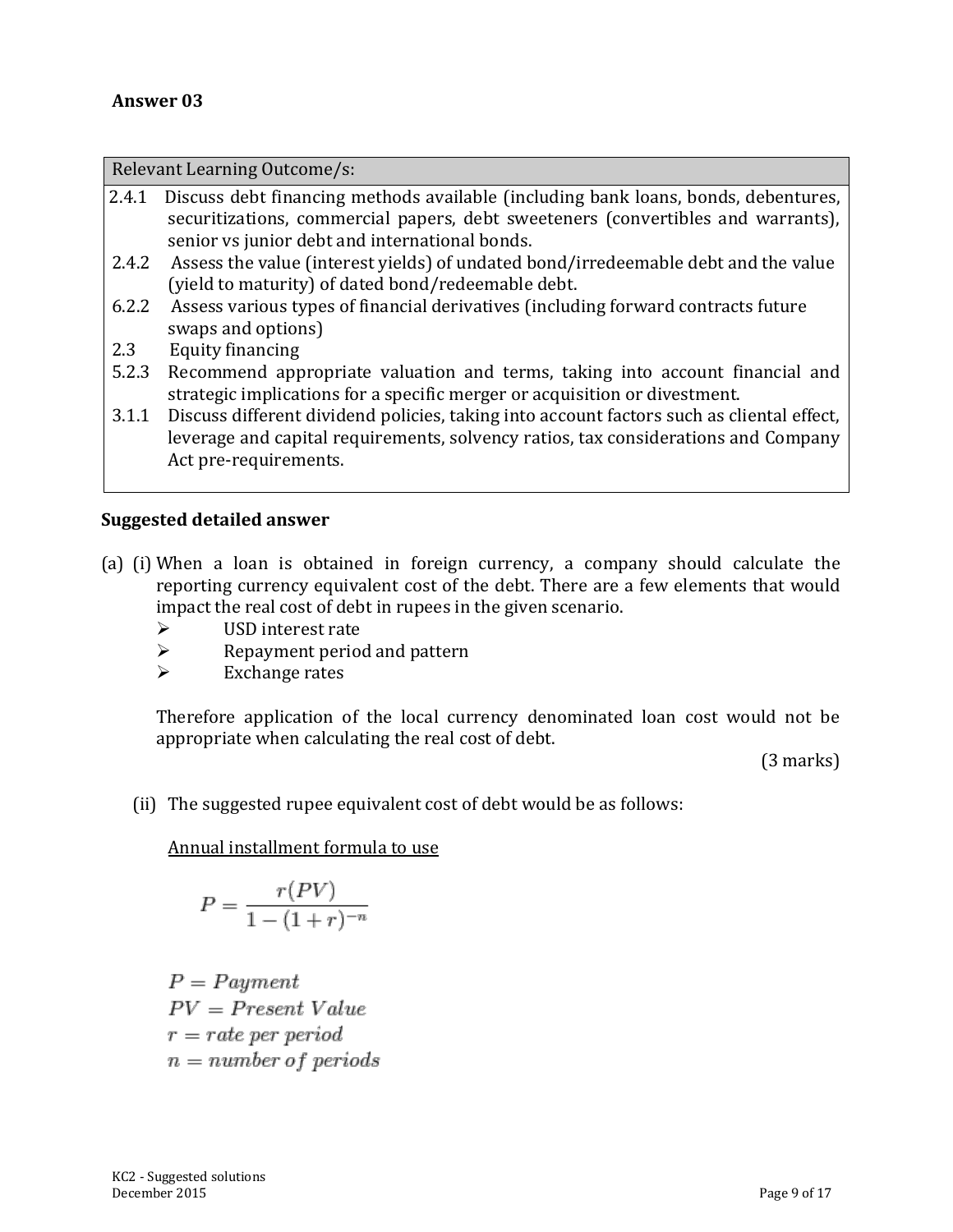## Answer 03

| Relevant Learning Outcome/s: | |
|---|---|
| 2.4.1 | Discuss debt financing methods available (including bank loans, bonds, debentures, securitizations, commercial papers, debt sweeteners (convertibles and warrants), senior vs junior debt and international bonds. |
| 2.4.2 | Assess the value (interest yields) of undated bond/irredeemable debt and the value (yield to maturity) of dated bond/redeemable debt. |
| 6.2.2 | Assess various types of financial derivatives (including forward contracts future swaps and options) |
| 2.3 | Equity financing |
| 5.2.3 | Recommend appropriate valuation and terms, taking into account financial and strategic implications for a specific merger or acquisition or divestment. |
| 3.1.1 | Discuss different dividend policies, taking into account factors such as cliental effect, leverage and capital requirements, solvency ratios, tax considerations and Company Act pre-requirements. |

**Suggested detailed answer**

(a) (i) When a loan is obtained in foreign currency, a company should calculate the reporting currency equivalent cost of the debt. There are a few elements that would impact the real cost of debt in rupees in the given scenario.

- USD interest rate
- Repayment period and pattern
- Exchange rates

Therefore application of the local currency denominated loan cost would not be appropriate when calculating the real cost of debt.

(3 marks)

(ii) The suggested rupee equivalent cost of debt would be as follows:

<u>Annual installment formula to use</u>

$$P = \frac{r(PV)}{1 - (1 + r)^{-n}}$$

$P = Payment$

$PV = Present\ Value$

$r = rate\ per\ period$

$n = number\ of\ periods$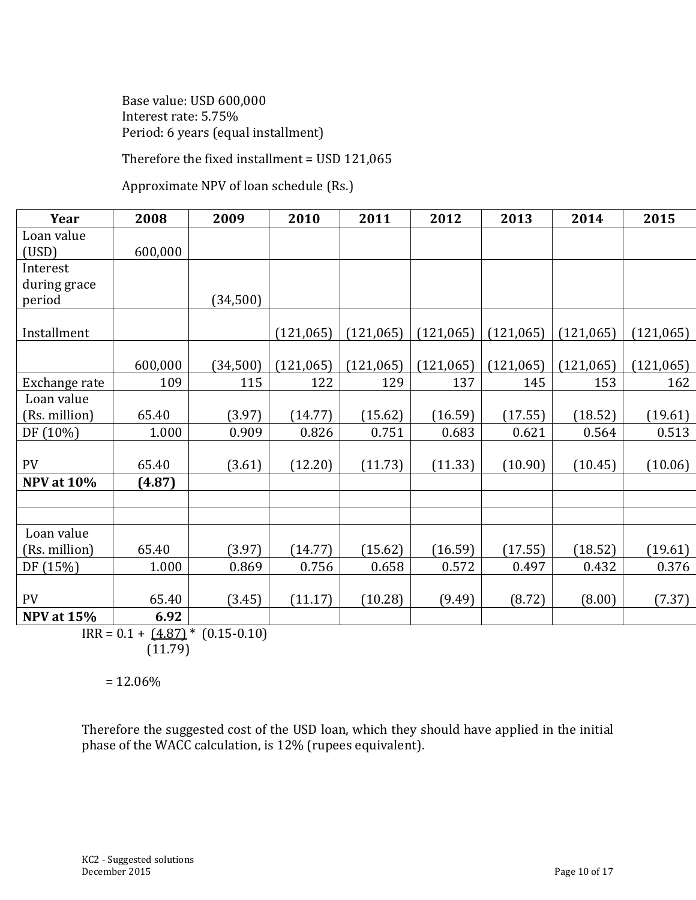Base value: USD 600,000
Interest rate: 5.75%
Period: 6 years (equal installment)

Therefore the fixed installment = USD 121,065

Approximate NPV of loan schedule (Rs.)

| Year | 2008 | 2009 | 2010 | 2011 | 2012 | 2013 | 2014 | 2015 |
|---|---|---|---|---|---|---|---|---|
| Loan value (USD) | 600,000 | | | | | | | |
| Interest during grace period | | (34,500) | | | | | | |
| Installment | | | (121,065) | (121,065) | (121,065) | (121,065) | (121,065) | (121,065) |
| | 600,000 | (34,500) | (121,065) | (121,065) | (121,065) | (121,065) | (121,065) | (121,065) |
| Exchange rate | 109 | 115 | 122 | 129 | 137 | 145 | 153 | 162 |
| Loan value (Rs. million) | 65.40 | (3.97) | (14.77) | (15.62) | (16.59) | (17.55) | (18.52) | (19.61) |
| DF (10%) | 1.000 | 0.909 | 0.826 | 0.751 | 0.683 | 0.621 | 0.564 | 0.513 |
| PV | 65.40 | (3.61) | (12.20) | (11.73) | (11.33) | (10.90) | (10.45) | (10.06) |
| **NPV at 10%** | **(4.87)** | | | | | | | |
| | | | | | | | | |
| | | | | | | | | |
| Loan value (Rs. million) | 65.40 | (3.97) | (14.77) | (15.62) | (16.59) | (17.55) | (18.52) | (19.61) |
| DF (15%) | 1.000 | 0.869 | 0.756 | 0.658 | 0.572 | 0.497 | 0.432 | 0.376 |
| PV | 65.40 | (3.45) | (11.17) | (10.28) | (9.49) | (8.72) | (8.00) | (7.37) |
| **NPV at 15%** | **6.92** | | | | | | | |

$$IRR = 0.1 + \frac{(4.87)}{(11.79)} * (0.15-0.10)$$

= 12.06%

Therefore the suggested cost of the USD loan, which they should have applied in the initial phase of the WACC calculation, is 12% (rupees equivalent).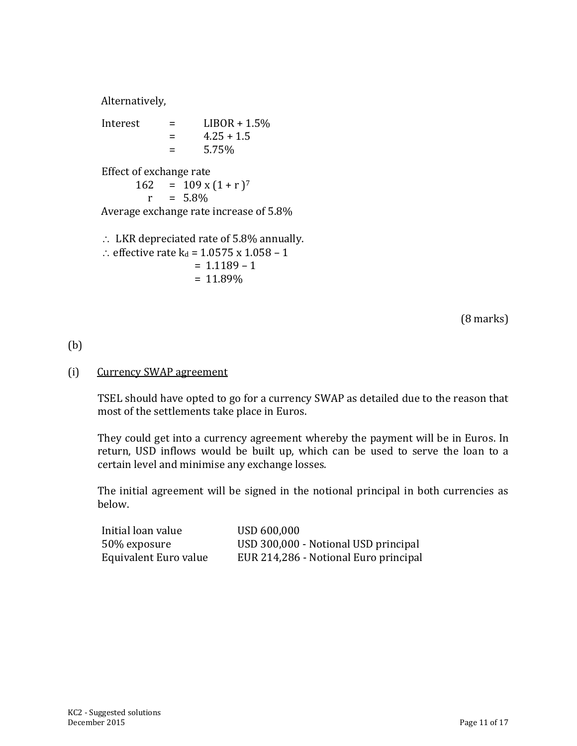Alternatively,

| | | |
|---|---|---|
| Interest | = | LIBOR + 1.5% |
| | = | 4.25 + 1.5 |
| | = | 5.75% |

Effect of exchange rate

$$162 = 109 \times (1 + r)^7$$

$$r = 5.8\%$$

Average exchange rate increase of 5.8%

$\therefore$ LKR depreciated rate of 5.8% annually.

$\therefore$ effective rate $k_d = 1.0575 \times 1.058 - 1$

$= 1.1189 - 1$

$= 11.89\%$

(8 marks)

(b)

(i) Currency SWAP agreement

TSEL should have opted to go for a currency SWAP as detailed due to the reason that most of the settlements take place in Euros.

They could get into a currency agreement whereby the payment will be in Euros. In return, USD inflows would be built up, which can be used to serve the loan to a certain level and minimise any exchange losses.

The initial agreement will be signed in the notional principal in both currencies as below.

| | |
|---|---|
| Initial loan value | USD 600,000 |
| 50% exposure | USD 300,000 - Notional USD principal |
| Equivalent Euro value | EUR 214,286 - Notional Euro principal |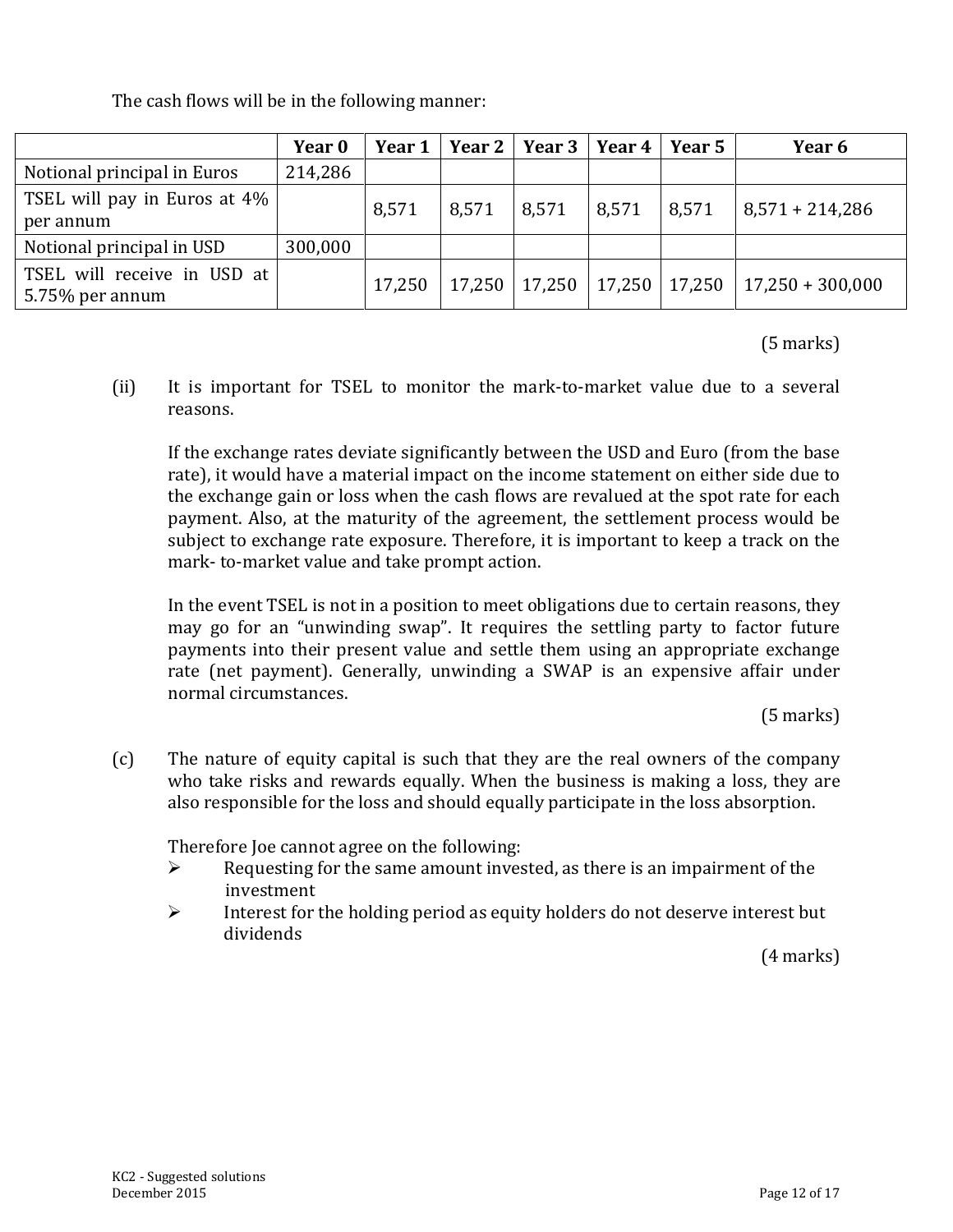The cash flows will be in the following manner:

| | Year 0 | Year 1 | Year 2 | Year 3 | Year 4 | Year 5 | Year 6 |
|---|---|---|---|---|---|---|---|
| Notional principal in Euros | 214,286 | | | | | | |
| TSEL will pay in Euros at 4% per annum | | 8,571 | 8,571 | 8,571 | 8,571 | 8,571 | 8,571 + 214,286 |
| Notional principal in USD | 300,000 | | | | | | |
| TSEL will receive in USD at 5.75% per annum | | 17,250 | 17,250 | 17,250 | 17,250 | 17,250 | 17,250 + 300,000 |

(5 marks)

(ii) It is important for TSEL to monitor the mark-to-market value due to a several reasons.

If the exchange rates deviate significantly between the USD and Euro (from the base rate), it would have a material impact on the income statement on either side due to the exchange gain or loss when the cash flows are revalued at the spot rate for each payment. Also, at the maturity of the agreement, the settlement process would be subject to exchange rate exposure. Therefore, it is important to keep a track on the mark- to-market value and take prompt action.

In the event TSEL is not in a position to meet obligations due to certain reasons, they may go for an "unwinding swap". It requires the settling party to factor future payments into their present value and settle them using an appropriate exchange rate (net payment). Generally, unwinding a SWAP is an expensive affair under normal circumstances.

(5 marks)

(c) The nature of equity capital is such that they are the real owners of the company who take risks and rewards equally. When the business is making a loss, they are also responsible for the loss and should equally participate in the loss absorption.

Therefore Joe cannot agree on the following:

- Requesting for the same amount invested, as there is an impairment of the investment
- Interest for the holding period as equity holders do not deserve interest but dividends

(4 marks)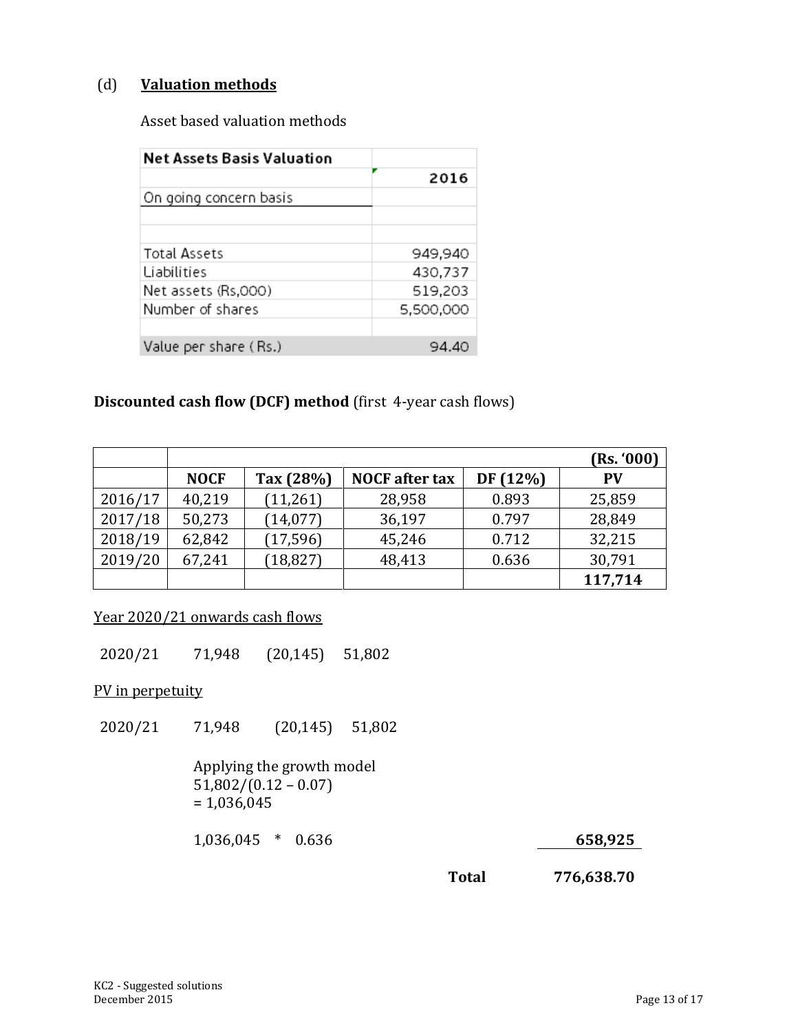(d) **Valuation methods**

Asset based valuation methods

| **Net Assets Basis Valuation** | |
|---|---|
| | **2016** |
| On going concern basis | |
| | |
| | |
| Total Assets | 949,940 |
| Liabilities | 430,737 |
| Net assets (Rs,000) | 519,203 |
| Number of shares | 5,500,000 |
| | |
| Value per share ( Rs.) | 94.40 |

**Discounted cash flow (DCF) method** (first 4-year cash flows)

| | | | | | **(Rs. '000)** |
|---|---|---|---|---|---|
| | **NOCF** | **Tax (28%)** | **NOCF after tax** | **DF (12%)** | **PV** |
| 2016/17 | 40,219 | (11,261) | 28,958 | 0.893 | 25,859 |
| 2017/18 | 50,273 | (14,077) | 36,197 | 0.797 | 28,849 |
| 2018/19 | 62,842 | (17,596) | 45,246 | 0.712 | 32,215 |
| 2019/20 | 67,241 | (18,827) | 48,413 | 0.636 | 30,791 |
| | | | | | **117,714** |

Year 2020/21 onwards cash flows

2020/21 71,948 (20,145) 51,802

PV in perpetuity

2020/21 71,948 (20,145) 51,802

Applying the growth model
51,802/(0.12 – 0.07)
= 1,036,045

1,036,045 * 0.636 **658,925**

**Total** **776,638.70**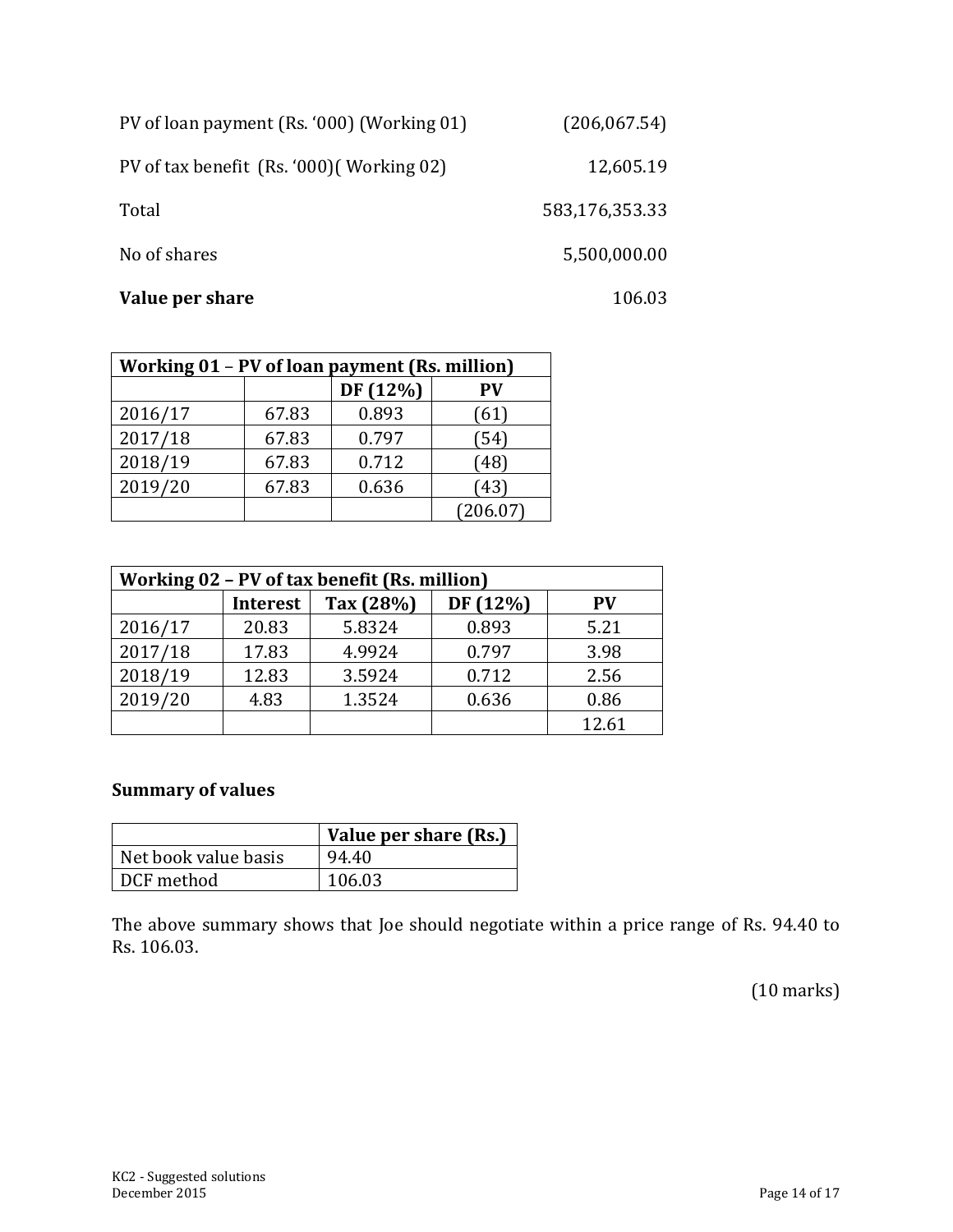| | |
|---|---|
| PV of loan payment (Rs. '000) (Working 01) | (206,067.54) |
| PV of tax benefit (Rs. '000)( Working 02) | 12,605.19 |
| Total | 583,176,353.33 |
| No of shares | 5,500,000.00 |
| **Value per share** | 106.03 |

| Working 01 – PV of loan payment (Rs. million) | | | |
|---|---|---|---|
| | | DF (12%) | PV |
| 2016/17 | 67.83 | 0.893 | (61) |
| 2017/18 | 67.83 | 0.797 | (54) |
| 2018/19 | 67.83 | 0.712 | (48) |
| 2019/20 | 67.83 | 0.636 | (43) |
| | | | (206.07) |

| Working 02 – PV of tax benefit (Rs. million) | | | | |
|---|---|---|---|---|
| | Interest | Tax (28%) | DF (12%) | PV |
| 2016/17 | 20.83 | 5.8324 | 0.893 | 5.21 |
| 2017/18 | 17.83 | 4.9924 | 0.797 | 3.98 |
| 2018/19 | 12.83 | 3.5924 | 0.712 | 2.56 |
| 2019/20 | 4.83 | 1.3524 | 0.636 | 0.86 |
| | | | | 12.61 |

**Summary of values**

| | Value per share (Rs.) |
|---|---|
| Net book value basis | 94.40 |
| DCF method | 106.03 |

The above summary shows that Joe should negotiate within a price range of Rs. 94.40 to Rs. 106.03.

(10 marks)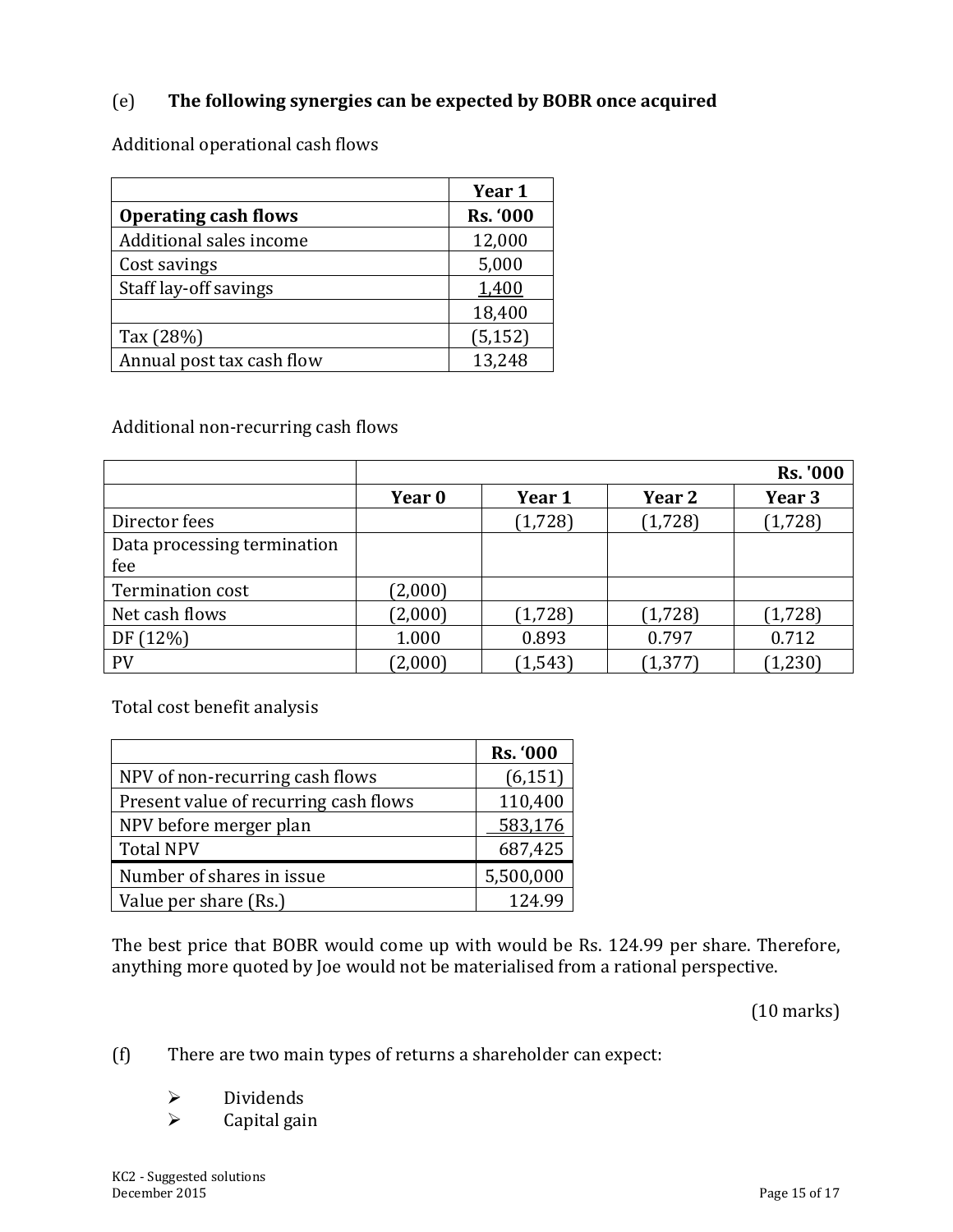(e) **The following synergies can be expected by BOBR once acquired**

Additional operational cash flows

| | Year 1 |
|---|---|
| **Operating cash flows** | **Rs. '000** |
| Additional sales income | 12,000 |
| Cost savings | 5,000 |
| Staff lay-off savings | 1,400 |
| | 18,400 |
| Tax (28%) | (5,152) |
| Annual post tax cash flow | 13,248 |

Additional non-recurring cash flows

| | | | | **Rs. '000** |
|---|---|---|---|---|
| | **Year 0** | **Year 1** | **Year 2** | **Year 3** |
| Director fees | | (1,728) | (1,728) | (1,728) |
| Data processing termination fee | | | | |
| Termination cost | (2,000) | | | |
| Net cash flows | (2,000) | (1,728) | (1,728) | (1,728) |
| DF (12%) | 1.000 | 0.893 | 0.797 | 0.712 |
| PV | (2,000) | (1,543) | (1,377) | (1,230) |

Total cost benefit analysis

| | **Rs. '000** |
|---|---|
| NPV of non-recurring cash flows | (6,151) |
| Present value of recurring cash flows | 110,400 |
| NPV before merger plan | 583,176 |
| Total NPV | 687,425 |
| Number of shares in issue | 5,500,000 |
| Value per share (Rs.) | 124.99 |

The best price that BOBR would come up with would be Rs. 124.99 per share. Therefore, anything more quoted by Joe would not be materialised from a rational perspective.

(10 marks)

(f) There are two main types of returns a shareholder can expect:

- Dividends
- Capital gain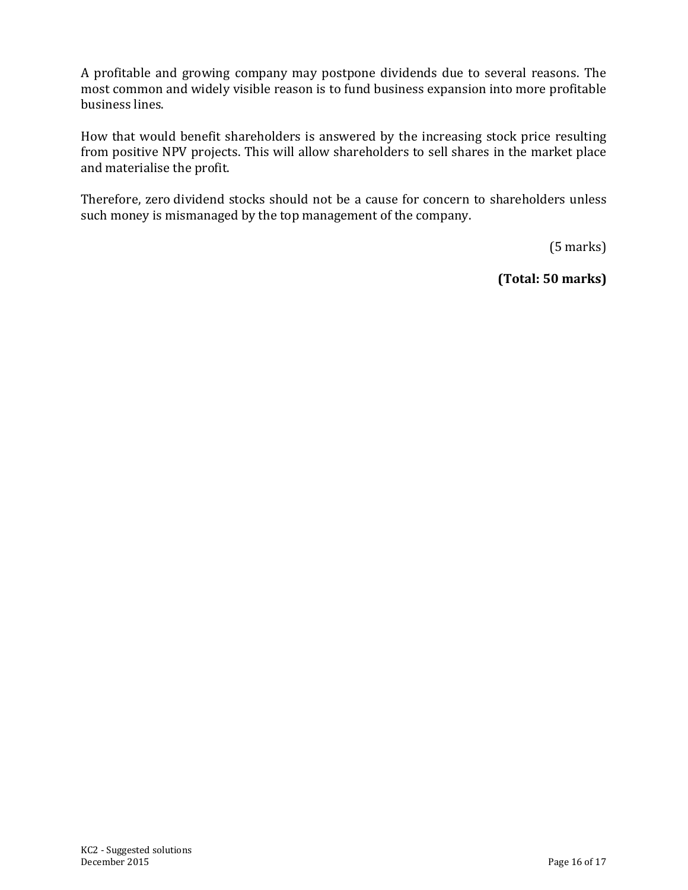A profitable and growing company may postpone dividends due to several reasons. The most common and widely visible reason is to fund business expansion into more profitable business lines.

How that would benefit shareholders is answered by the increasing stock price resulting from positive NPV projects. This will allow shareholders to sell shares in the market place and materialise the profit.

Therefore, zero dividend stocks should not be a cause for concern to shareholders unless such money is mismanaged by the top management of the company.

(5 marks)

**(Total: 50 marks)**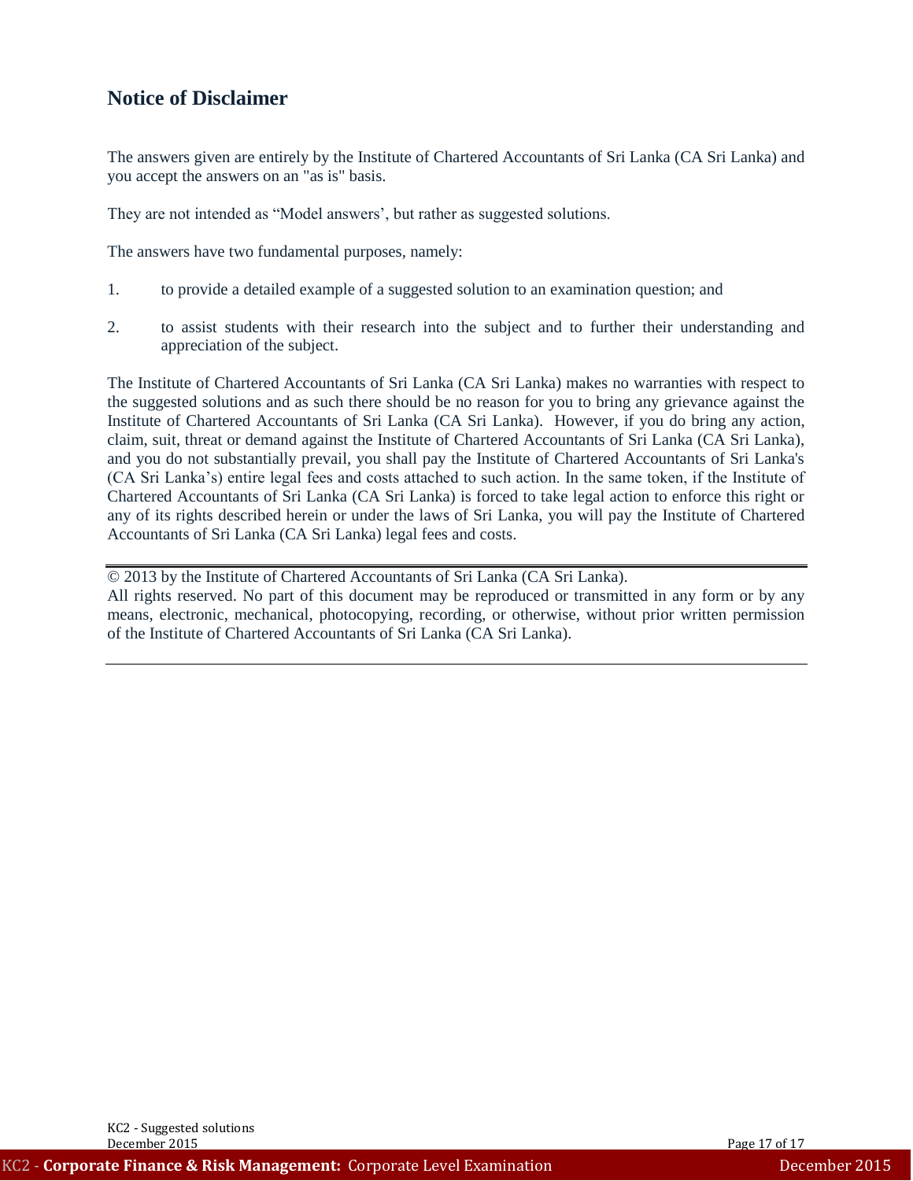## Notice of Disclaimer

The answers given are entirely by the Institute of Chartered Accountants of Sri Lanka (CA Sri Lanka) and you accept the answers on an "as is" basis.

They are not intended as "Model answers', but rather as suggested solutions.

The answers have two fundamental purposes, namely:

1. to provide a detailed example of a suggested solution to an examination question; and

2. to assist students with their research into the subject and to further their understanding and appreciation of the subject.

The Institute of Chartered Accountants of Sri Lanka (CA Sri Lanka) makes no warranties with respect to the suggested solutions and as such there should be no reason for you to bring any grievance against the Institute of Chartered Accountants of Sri Lanka (CA Sri Lanka). However, if you do bring any action, claim, suit, threat or demand against the Institute of Chartered Accountants of Sri Lanka (CA Sri Lanka), and you do not substantially prevail, you shall pay the Institute of Chartered Accountants of Sri Lanka's (CA Sri Lanka's) entire legal fees and costs attached to such action. In the same token, if the Institute of Chartered Accountants of Sri Lanka (CA Sri Lanka) is forced to take legal action to enforce this right or any of its rights described herein or under the laws of Sri Lanka, you will pay the Institute of Chartered Accountants of Sri Lanka (CA Sri Lanka) legal fees and costs.

---

© 2013 by the Institute of Chartered Accountants of Sri Lanka (CA Sri Lanka).
All rights reserved. No part of this document may be reproduced or transmitted in any form or by any means, electronic, mechanical, photocopying, recording, or otherwise, without prior written permission of the Institute of Chartered Accountants of Sri Lanka (CA Sri Lanka).

---